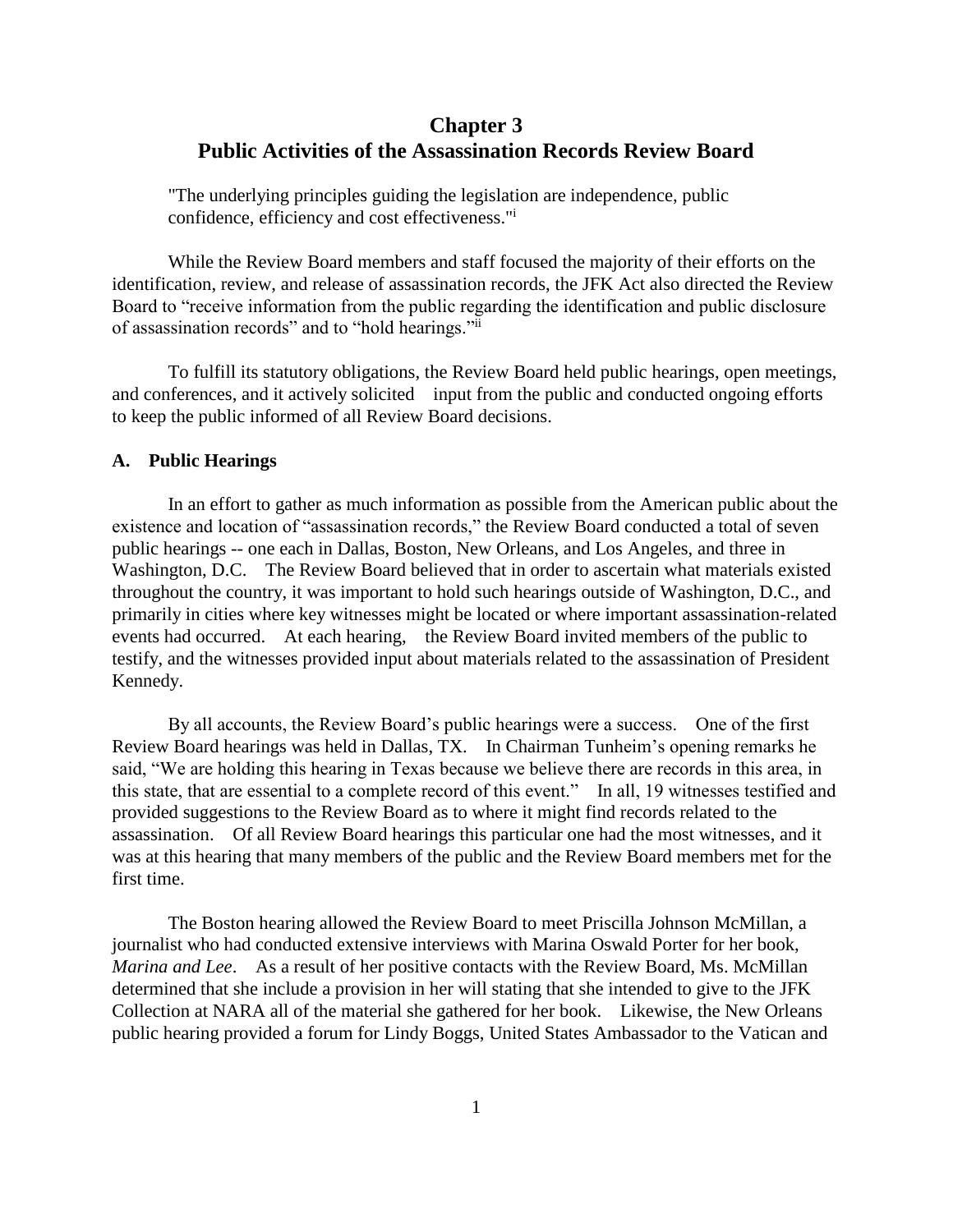# Chapter 3
# Public Activities of the Assassination Records Review Board

"The underlying principles guiding the legislation are independence, public confidence, efficiency and cost effectiveness."[i]

While the Review Board members and staff focused the majority of their efforts on the identification, review, and release of assassination records, the JFK Act also directed the Review Board to "receive information from the public regarding the identification and public disclosure of assassination records" and to "hold hearings."[ii]

To fulfill its statutory obligations, the Review Board held public hearings, open meetings, and conferences, and it actively solicited input from the public and conducted ongoing efforts to keep the public informed of all Review Board decisions.

### A. Public Hearings

In an effort to gather as much information as possible from the American public about the existence and location of "assassination records," the Review Board conducted a total of seven public hearings -- one each in Dallas, Boston, New Orleans, and Los Angeles, and three in Washington, D.C. The Review Board believed that in order to ascertain what materials existed throughout the country, it was important to hold such hearings outside of Washington, D.C., and primarily in cities where key witnesses might be located or where important assassination-related events had occurred. At each hearing, the Review Board invited members of the public to testify, and the witnesses provided input about materials related to the assassination of President Kennedy.

By all accounts, the Review Board's public hearings were a success. One of the first Review Board hearings was held in Dallas, TX. In Chairman Tunheim's opening remarks he said, "We are holding this hearing in Texas because we believe there are records in this area, in this state, that are essential to a complete record of this event." In all, 19 witnesses testified and provided suggestions to the Review Board as to where it might find records related to the assassination. Of all Review Board hearings this particular one had the most witnesses, and it was at this hearing that many members of the public and the Review Board members met for the first time.

The Boston hearing allowed the Review Board to meet Priscilla Johnson McMillan, a journalist who had conducted extensive interviews with Marina Oswald Porter for her book, *Marina and Lee*. As a result of her positive contacts with the Review Board, Ms. McMillan determined that she include a provision in her will stating that she intended to give to the JFK Collection at NARA all of the material she gathered for her book. Likewise, the New Orleans public hearing provided a forum for Lindy Boggs, United States Ambassador to the Vatican and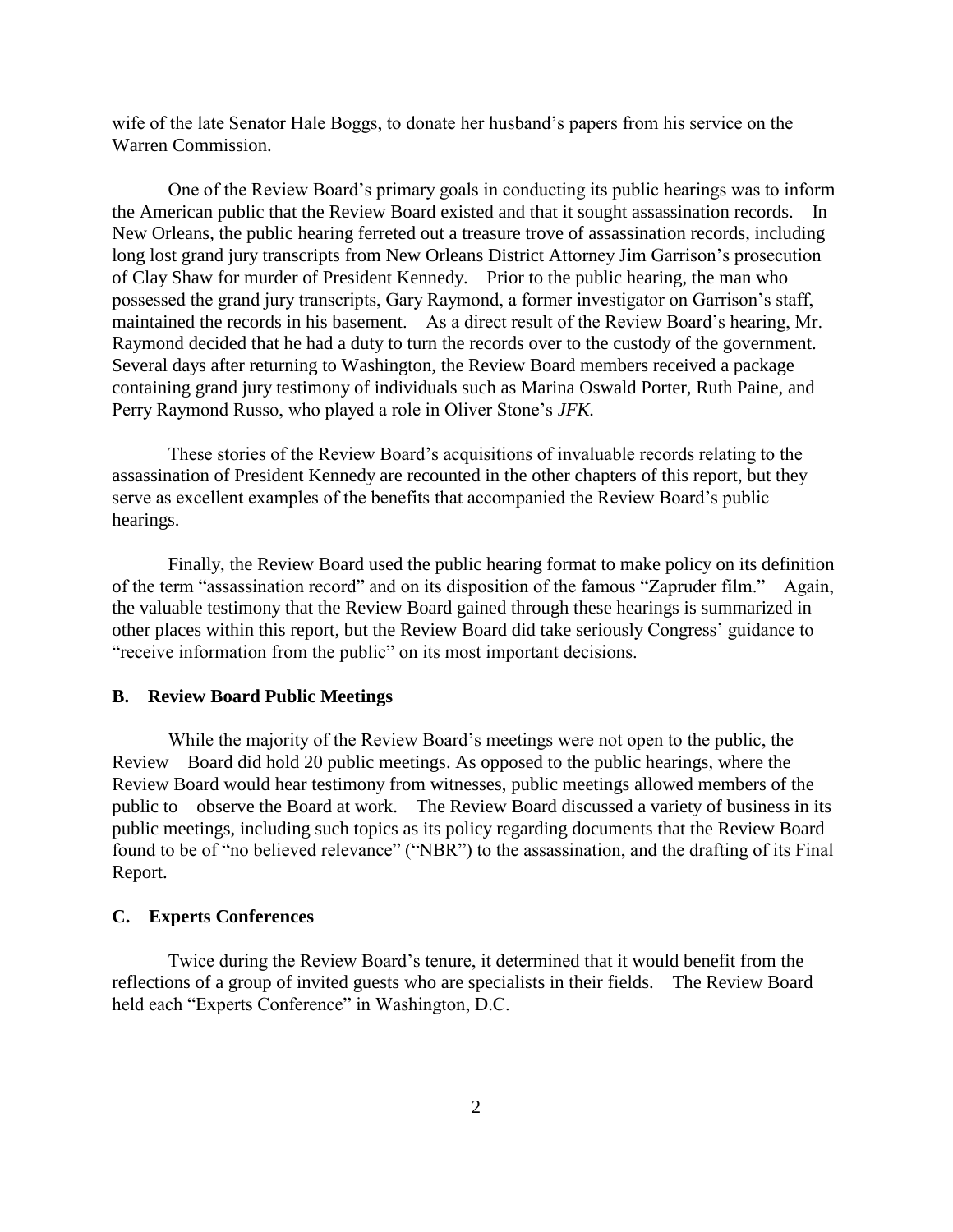wife of the late Senator Hale Boggs, to donate her husband's papers from his service on the Warren Commission.

One of the Review Board's primary goals in conducting its public hearings was to inform the American public that the Review Board existed and that it sought assassination records. In New Orleans, the public hearing ferreted out a treasure trove of assassination records, including long lost grand jury transcripts from New Orleans District Attorney Jim Garrison's prosecution of Clay Shaw for murder of President Kennedy. Prior to the public hearing, the man who possessed the grand jury transcripts, Gary Raymond, a former investigator on Garrison's staff, maintained the records in his basement. As a direct result of the Review Board's hearing, Mr. Raymond decided that he had a duty to turn the records over to the custody of the government. Several days after returning to Washington, the Review Board members received a package containing grand jury testimony of individuals such as Marina Oswald Porter, Ruth Paine, and Perry Raymond Russo, who played a role in Oliver Stone's *JFK*.

These stories of the Review Board's acquisitions of invaluable records relating to the assassination of President Kennedy are recounted in the other chapters of this report, but they serve as excellent examples of the benefits that accompanied the Review Board's public hearings.

Finally, the Review Board used the public hearing format to make policy on its definition of the term "assassination record" and on its disposition of the famous "Zapruder film." Again, the valuable testimony that the Review Board gained through these hearings is summarized in other places within this report, but the Review Board did take seriously Congress' guidance to "receive information from the public" on its most important decisions.

### B. Review Board Public Meetings

While the majority of the Review Board's meetings were not open to the public, the Review Board did hold 20 public meetings. As opposed to the public hearings, where the Review Board would hear testimony from witnesses, public meetings allowed members of the public to observe the Board at work. The Review Board discussed a variety of business in its public meetings, including such topics as its policy regarding documents that the Review Board found to be of "no believed relevance" ("NBR") to the assassination, and the drafting of its Final Report.

### C. Experts Conferences

Twice during the Review Board's tenure, it determined that it would benefit from the reflections of a group of invited guests who are specialists in their fields. The Review Board held each "Experts Conference" in Washington, D.C.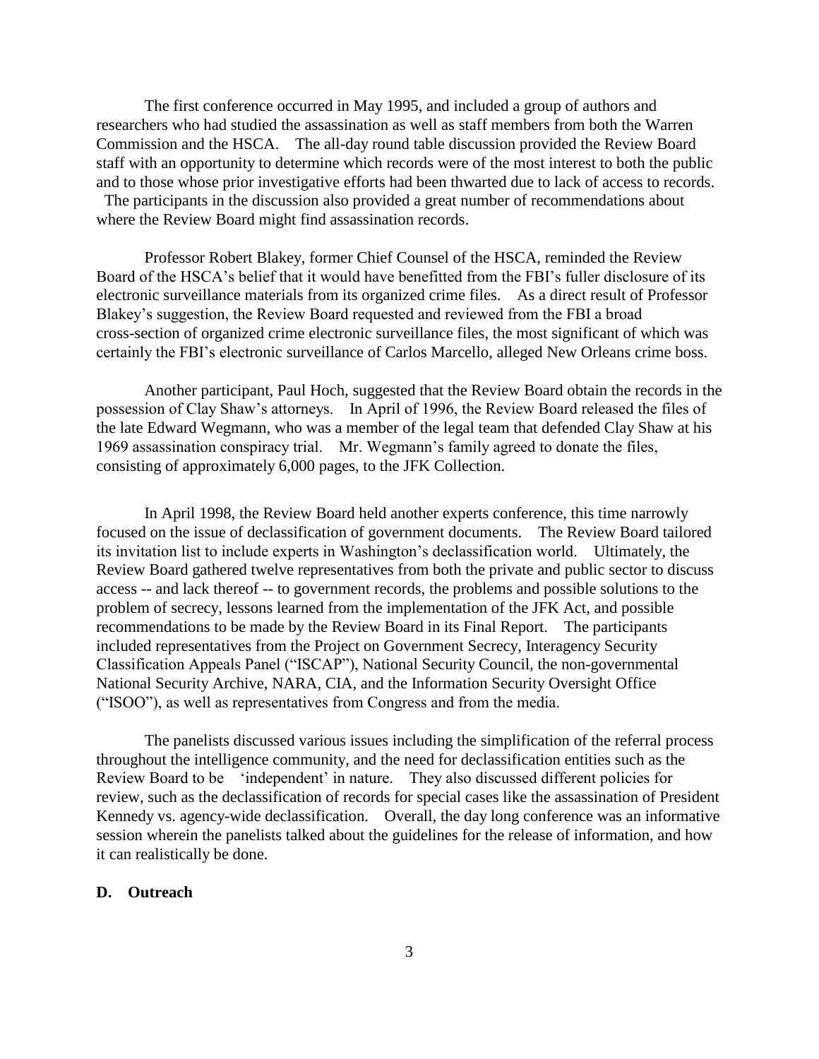The first conference occurred in May 1995, and included a group of authors and researchers who had studied the assassination as well as staff members from both the Warren Commission and the HSCA. The all-day round table discussion provided the Review Board staff with an opportunity to determine which records were of the most interest to both the public and to those whose prior investigative efforts had been thwarted due to lack of access to records. The participants in the discussion also provided a great number of recommendations about where the Review Board might find assassination records.

Professor Robert Blakey, former Chief Counsel of the HSCA, reminded the Review Board of the HSCA's belief that it would have benefitted from the FBI's fuller disclosure of its electronic surveillance materials from its organized crime files. As a direct result of Professor Blakey's suggestion, the Review Board requested and reviewed from the FBI a broad cross-section of organized crime electronic surveillance files, the most significant of which was certainly the FBI's electronic surveillance of Carlos Marcello, alleged New Orleans crime boss.

Another participant, Paul Hoch, suggested that the Review Board obtain the records in the possession of Clay Shaw's attorneys. In April of 1996, the Review Board released the files of the late Edward Wegmann, who was a member of the legal team that defended Clay Shaw at his 1969 assassination conspiracy trial. Mr. Wegmann's family agreed to donate the files, consisting of approximately 6,000 pages, to the JFK Collection.

In April 1998, the Review Board held another experts conference, this time narrowly focused on the issue of declassification of government documents. The Review Board tailored its invitation list to include experts in Washington's declassification world. Ultimately, the Review Board gathered twelve representatives from both the private and public sector to discuss access -- and lack thereof -- to government records, the problems and possible solutions to the problem of secrecy, lessons learned from the implementation of the JFK Act, and possible recommendations to be made by the Review Board in its Final Report. The participants included representatives from the Project on Government Secrecy, Interagency Security Classification Appeals Panel ("ISCAP"), National Security Council, the non-governmental National Security Archive, NARA, CIA, and the Information Security Oversight Office ("ISOO"), as well as representatives from Congress and from the media.

The panelists discussed various issues including the simplification of the referral process throughout the intelligence community, and the need for declassification entities such as the Review Board to be 'independent' in nature. They also discussed different policies for review, such as the declassification of records for special cases like the assassination of President Kennedy vs. agency-wide declassification. Overall, the day long conference was an informative session wherein the panelists talked about the guidelines for the release of information, and how it can realistically be done.

**D. Outreach**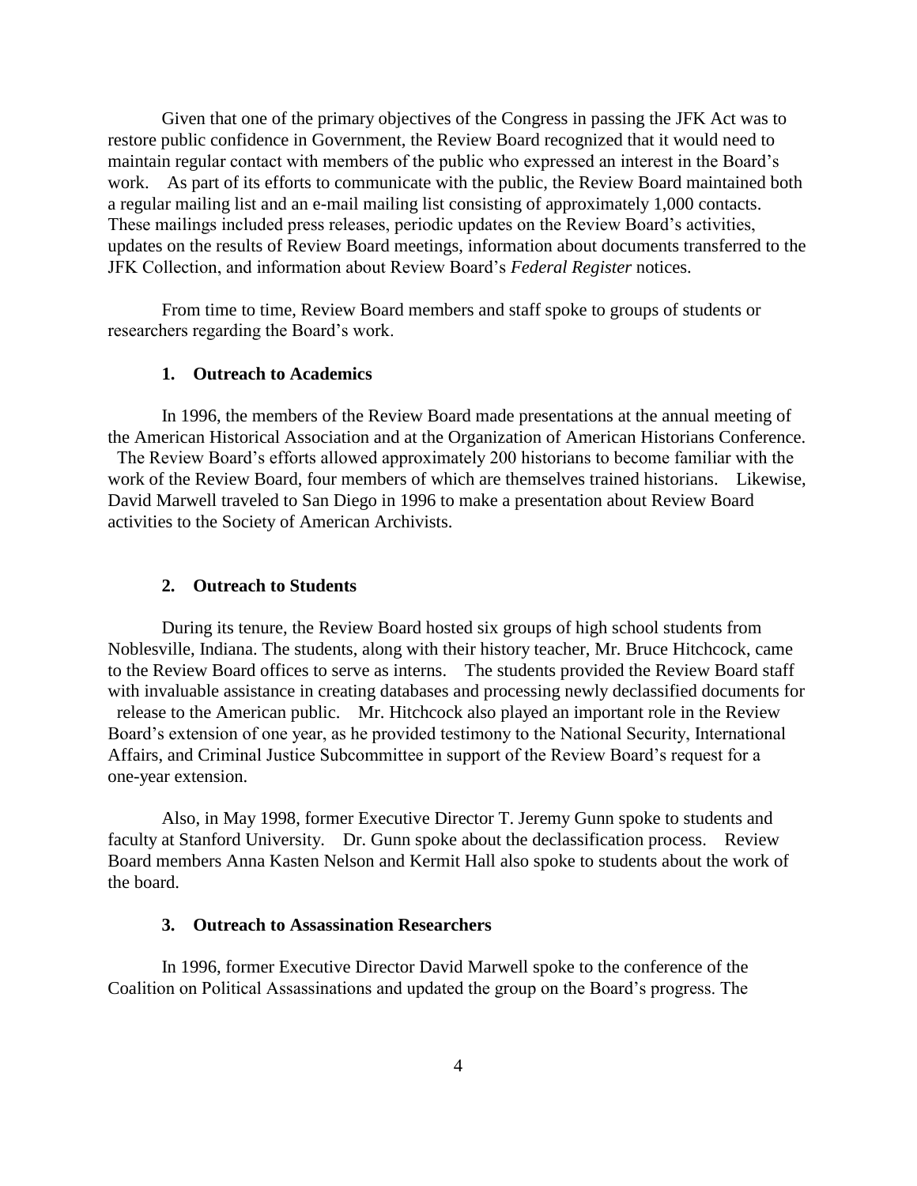Given that one of the primary objectives of the Congress in passing the JFK Act was to restore public confidence in Government, the Review Board recognized that it would need to maintain regular contact with members of the public who expressed an interest in the Board's work. As part of its efforts to communicate with the public, the Review Board maintained both a regular mailing list and an e-mail mailing list consisting of approximately 1,000 contacts. These mailings included press releases, periodic updates on the Review Board's activities, updates on the results of Review Board meetings, information about documents transferred to the JFK Collection, and information about Review Board's *Federal Register* notices.

From time to time, Review Board members and staff spoke to groups of students or researchers regarding the Board's work.

### 1. Outreach to Academics

In 1996, the members of the Review Board made presentations at the annual meeting of the American Historical Association and at the Organization of American Historians Conference. The Review Board's efforts allowed approximately 200 historians to become familiar with the work of the Review Board, four members of which are themselves trained historians. Likewise, David Marwell traveled to San Diego in 1996 to make a presentation about Review Board activities to the Society of American Archivists.

### 2. Outreach to Students

During its tenure, the Review Board hosted six groups of high school students from Noblesville, Indiana. The students, along with their history teacher, Mr. Bruce Hitchcock, came to the Review Board offices to serve as interns. The students provided the Review Board staff with invaluable assistance in creating databases and processing newly declassified documents for release to the American public. Mr. Hitchcock also played an important role in the Review Board's extension of one year, as he provided testimony to the National Security, International Affairs, and Criminal Justice Subcommittee in support of the Review Board's request for a one-year extension.

Also, in May 1998, former Executive Director T. Jeremy Gunn spoke to students and faculty at Stanford University. Dr. Gunn spoke about the declassification process. Review Board members Anna Kasten Nelson and Kermit Hall also spoke to students about the work of the board.

### 3. Outreach to Assassination Researchers

In 1996, former Executive Director David Marwell spoke to the conference of the Coalition on Political Assassinations and updated the group on the Board's progress. The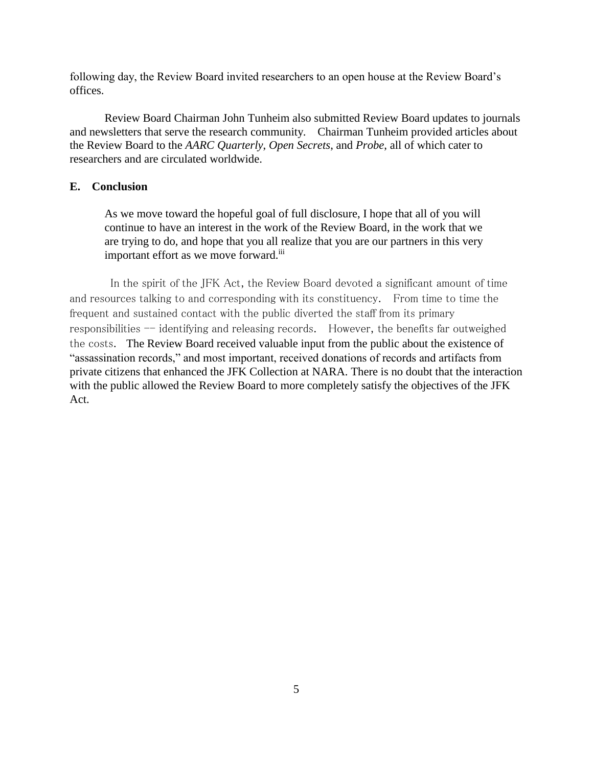following day, the Review Board invited researchers to an open house at the Review Board's offices.

Review Board Chairman John Tunheim also submitted Review Board updates to journals and newsletters that serve the research community. Chairman Tunheim provided articles about the Review Board to the *AARC Quarterly*, *Open Secrets*, and *Probe*, all of which cater to researchers and are circulated worldwide.

## E. Conclusion

> As we move toward the hopeful goal of full disclosure, I hope that all of you will continue to have an interest in the work of the Review Board, in the work that we are trying to do, and hope that you all realize that you are our partners in this very important effort as we move forward.[iii]

In the spirit of the JFK Act, the Review Board devoted a significant amount of time and resources talking to and corresponding with its constituency. From time to time the frequent and sustained contact with the public diverted the staff from its primary responsibilities -- identifying and releasing records. However, the benefits far outweighed the costs. The Review Board received valuable input from the public about the existence of "assassination records," and most important, received donations of records and artifacts from private citizens that enhanced the JFK Collection at NARA. There is no doubt that the interaction with the public allowed the Review Board to more completely satisfy the objectives of the JFK Act.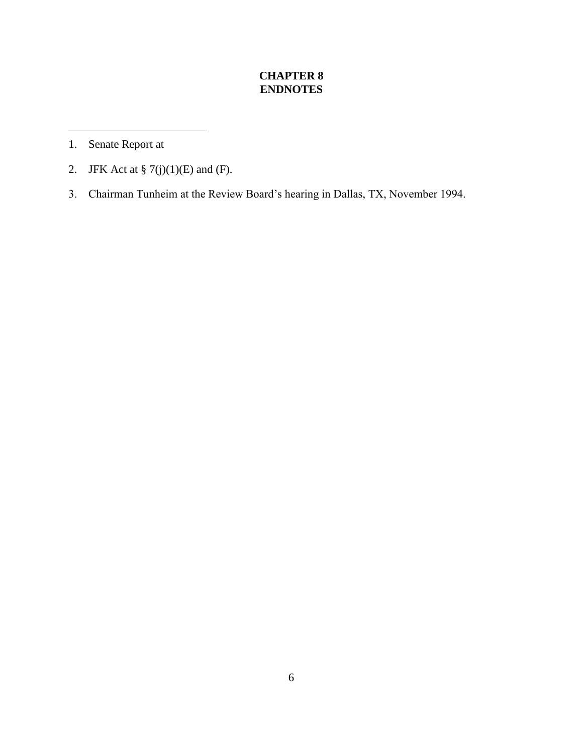# CHAPTER 8
# ENDNOTES

---

1. Senate Report at

2. JFK Act at § 7(j)(1)(E) and (F).

3. Chairman Tunheim at the Review Board's hearing in Dallas, TX, November 1994.